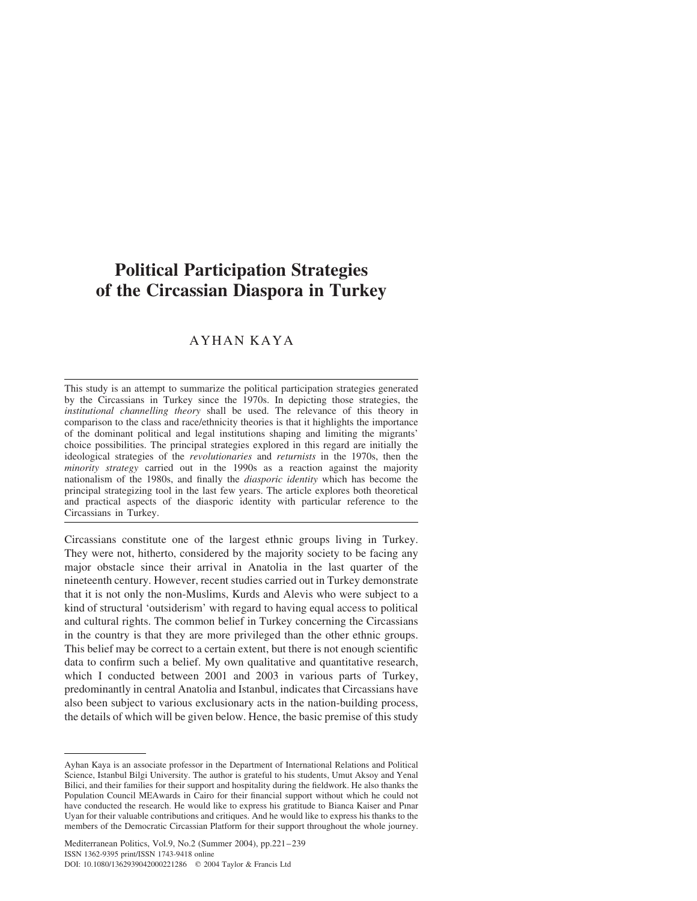# Political Participation Strategies of the Circassian Diaspora in Turkey

AYHAN KAYA

This study is an attempt to summarize the political participation strategies generated by the Circassians in Turkey since the 1970s. In depicting those strategies, the *institutional channelling theory* shall be used. The relevance of this theory in comparison to the class and race/ethnicity theories is that it highlights the importance of the dominant political and legal institutions shaping and limiting the migrants' choice possibilities. The principal strategies explored in this regard are initially the ideological strategies of the *revolutionaries* and *returnists* in the 1970s, then the *minority strategy* carried out in the 1990s as a reaction against the majority nationalism of the 1980s, and finally the *diasporic identity* which has become the principal strategizing tool in the last few years. The article explores both theoretical and practical aspects of the diasporic identity with particular reference to the Circassians in Turkey.

Circassians constitute one of the largest ethnic groups living in Turkey. They were not, hitherto, considered by the majority society to be facing any major obstacle since their arrival in Anatolia in the last quarter of the nineteenth century. However, recent studies carried out in Turkey demonstrate that it is not only the non-Muslims, Kurds and Alevis who were subject to a kind of structural 'outsiderism' with regard to having equal access to political and cultural rights. The common belief in Turkey concerning the Circassians in the country is that they are more privileged than the other ethnic groups. This belief may be correct to a certain extent, but there is not enough scientific data to confirm such a belief. My own qualitative and quantitative research, which I conducted between 2001 and 2003 in various parts of Turkey, predominantly in central Anatolia and Istanbul, indicates that Circassians have also been subject to various exclusionary acts in the nation-building process, the details of which will be given below. Hence, the basic premise of this study

---

Ayhan Kaya is an associate professor in the Department of International Relations and Political Science, Istanbul Bilgi University. The author is grateful to his students, Umut Aksoy and Yenal Bilici, and their families for their support and hospitality during the fieldwork. He also thanks the Population Council MEAwards in Cairo for their financial support without which he could not have conducted the research. He would like to express his gratitude to Bianca Kaiser and Pınar Uyan for their valuable contributions and critiques. And he would like to express his thanks to the members of the Democratic Circassian Platform for their support throughout the whole journey.

Mediterranean Politics, Vol.9, No.2 (Summer 2004), pp.221–239
ISSN 1362-9395 print/ISSN 1743-9418 online
DOI: 10.1080/1362939042000221286 © 2004 Taylor & Francis Ltd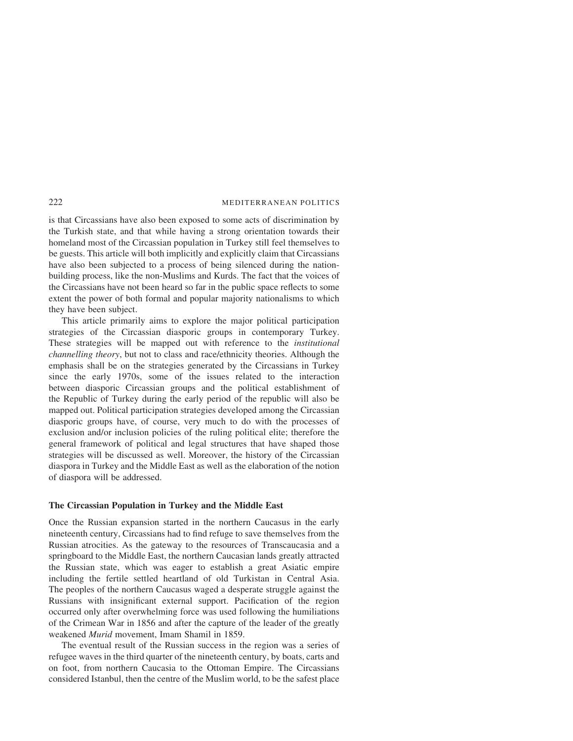is that Circassians have also been exposed to some acts of discrimination by the Turkish state, and that while having a strong orientation towards their homeland most of the Circassian population in Turkey still feel themselves to be guests. This article will both implicitly and explicitly claim that Circassians have also been subjected to a process of being silenced during the nation-building process, like the non-Muslims and Kurds. The fact that the voices of the Circassians have not been heard so far in the public space reflects to some extent the power of both formal and popular majority nationalisms to which they have been subject.

This article primarily aims to explore the major political participation strategies of the Circassian diasporic groups in contemporary Turkey. These strategies will be mapped out with reference to the *institutional channelling theory*, but not to class and race/ethnicity theories. Although the emphasis shall be on the strategies generated by the Circassians in Turkey since the early 1970s, some of the issues related to the interaction between diasporic Circassian groups and the political establishment of the Republic of Turkey during the early period of the republic will also be mapped out. Political participation strategies developed among the Circassian diasporic groups have, of course, very much to do with the processes of exclusion and/or inclusion policies of the ruling political elite; therefore the general framework of political and legal structures that have shaped those strategies will be discussed as well. Moreover, the history of the Circassian diaspora in Turkey and the Middle East as well as the elaboration of the notion of diaspora will be addressed.

## The Circassian Population in Turkey and the Middle East

Once the Russian expansion started in the northern Caucasus in the early nineteenth century, Circassians had to find refuge to save themselves from the Russian atrocities. As the gateway to the resources of Transcaucasia and a springboard to the Middle East, the northern Caucasian lands greatly attracted the Russian state, which was eager to establish a great Asiatic empire including the fertile settled heartland of old Turkistan in Central Asia. The peoples of the northern Caucasus waged a desperate struggle against the Russians with insignificant external support. Pacification of the region occurred only after overwhelming force was used following the humiliations of the Crimean War in 1856 and after the capture of the leader of the greatly weakened *Murid* movement, Imam Shamil in 1859.

The eventual result of the Russian success in the region was a series of refugee waves in the third quarter of the nineteenth century, by boats, carts and on foot, from northern Caucasia to the Ottoman Empire. The Circassians considered Istanbul, then the centre of the Muslim world, to be the safest place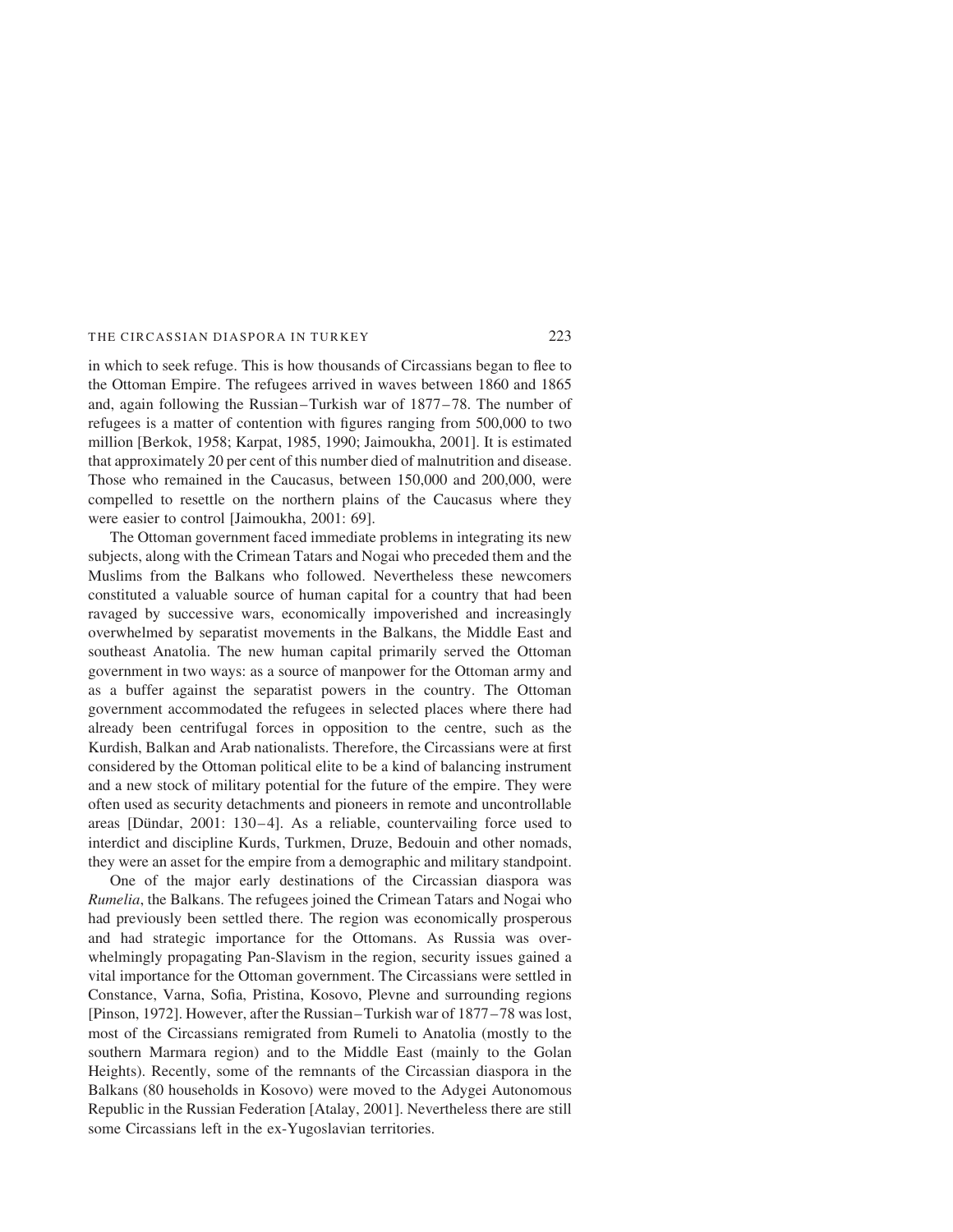in which to seek refuge. This is how thousands of Circassians began to flee to the Ottoman Empire. The refugees arrived in waves between 1860 and 1865 and, again following the Russian–Turkish war of 1877–78. The number of refugees is a matter of contention with figures ranging from 500,000 to two million [Berkok, 1958; Karpat, 1985, 1990; Jaimoukha, 2001]. It is estimated that approximately 20 per cent of this number died of malnutrition and disease. Those who remained in the Caucasus, between 150,000 and 200,000, were compelled to resettle on the northern plains of the Caucasus where they were easier to control [Jaimoukha, 2001: 69].

The Ottoman government faced immediate problems in integrating its new subjects, along with the Crimean Tatars and Nogai who preceded them and the Muslims from the Balkans who followed. Nevertheless these newcomers constituted a valuable source of human capital for a country that had been ravaged by successive wars, economically impoverished and increasingly overwhelmed by separatist movements in the Balkans, the Middle East and southeast Anatolia. The new human capital primarily served the Ottoman government in two ways: as a source of manpower for the Ottoman army and as a buffer against the separatist powers in the country. The Ottoman government accommodated the refugees in selected places where there had already been centrifugal forces in opposition to the centre, such as the Kurdish, Balkan and Arab nationalists. Therefore, the Circassians were at first considered by the Ottoman political elite to be a kind of balancing instrument and a new stock of military potential for the future of the empire. They were often used as security detachments and pioneers in remote and uncontrollable areas [Dündar, 2001: 130–4]. As a reliable, countervailing force used to interdict and discipline Kurds, Turkmen, Druze, Bedouin and other nomads, they were an asset for the empire from a demographic and military standpoint.

One of the major early destinations of the Circassian diaspora was *Rumelia*, the Balkans. The refugees joined the Crimean Tatars and Nogai who had previously been settled there. The region was economically prosperous and had strategic importance for the Ottomans. As Russia was overwhelmingly propagating Pan-Slavism in the region, security issues gained a vital importance for the Ottoman government. The Circassians were settled in Constance, Varna, Sofia, Pristina, Kosovo, Plevne and surrounding regions [Pinson, 1972]. However, after the Russian–Turkish war of 1877–78 was lost, most of the Circassians remigrated from Rumeli to Anatolia (mostly to the southern Marmara region) and to the Middle East (mainly to the Golan Heights). Recently, some of the remnants of the Circassian diaspora in the Balkans (80 households in Kosovo) were moved to the Adygei Autonomous Republic in the Russian Federation [Atalay, 2001]. Nevertheless there are still some Circassians left in the ex-Yugoslavian territories.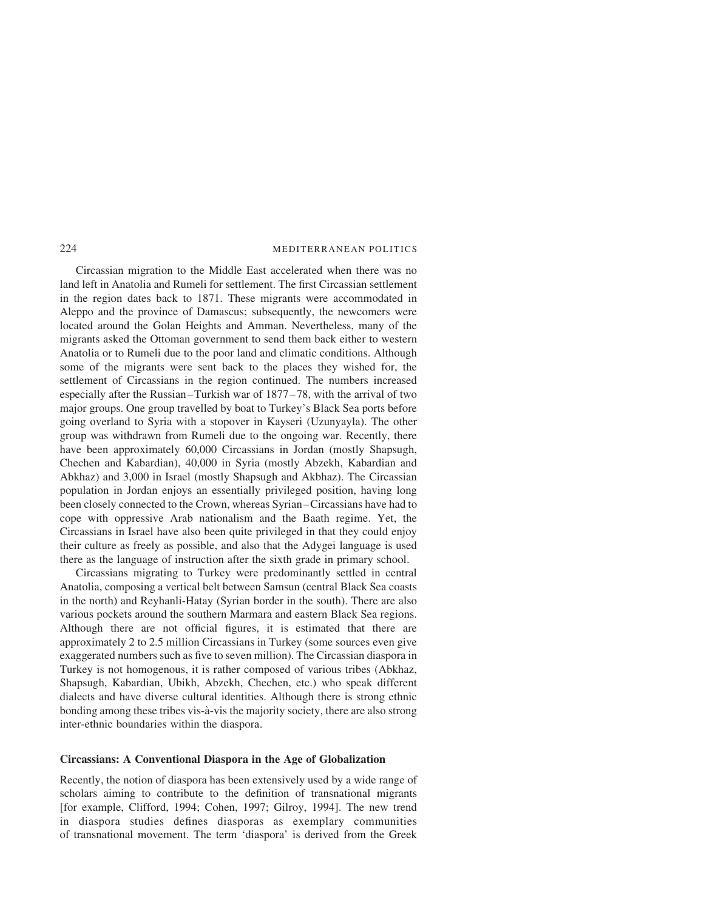Circassian migration to the Middle East accelerated when there was no land left in Anatolia and Rumeli for settlement. The first Circassian settlement in the region dates back to 1871. These migrants were accommodated in Aleppo and the province of Damascus; subsequently, the newcomers were located around the Golan Heights and Amman. Nevertheless, many of the migrants asked the Ottoman government to send them back either to western Anatolia or to Rumeli due to the poor land and climatic conditions. Although some of the migrants were sent back to the places they wished for, the settlement of Circassians in the region continued. The numbers increased especially after the Russian–Turkish war of 1877–78, with the arrival of two major groups. One group travelled by boat to Turkey's Black Sea ports before going overland to Syria with a stopover in Kayseri (Uzunyayla). The other group was withdrawn from Rumeli due to the ongoing war. Recently, there have been approximately 60,000 Circassians in Jordan (mostly Shapsugh, Chechen and Kabardian), 40,000 in Syria (mostly Abzekh, Kabardian and Abkhaz) and 3,000 in Israel (mostly Shapsugh and Akbhaz). The Circassian population in Jordan enjoys an essentially privileged position, having long been closely connected to the Crown, whereas Syrian–Circassians have had to cope with oppressive Arab nationalism and the Baath regime. Yet, the Circassians in Israel have also been quite privileged in that they could enjoy their culture as freely as possible, and also that the Adygei language is used there as the language of instruction after the sixth grade in primary school.

Circassians migrating to Turkey were predominantly settled in central Anatolia, composing a vertical belt between Samsun (central Black Sea coasts in the north) and Reyhanli-Hatay (Syrian border in the south). There are also various pockets around the southern Marmara and eastern Black Sea regions. Although there are not official figures, it is estimated that there are approximately 2 to 2.5 million Circassians in Turkey (some sources even give exaggerated numbers such as five to seven million). The Circassian diaspora in Turkey is not homogenous, it is rather composed of various tribes (Abkhaz, Shapsugh, Kabardian, Ubikh, Abzekh, Chechen, etc.) who speak different dialects and have diverse cultural identities. Although there is strong ethnic bonding among these tribes vis-à-vis the majority society, there are also strong inter-ethnic boundaries within the diaspora.

## Circassians: A Conventional Diaspora in the Age of Globalization

Recently, the notion of diaspora has been extensively used by a wide range of scholars aiming to contribute to the definition of transnational migrants [for example, Clifford, 1994; Cohen, 1997; Gilroy, 1994]. The new trend in diaspora studies defines diasporas as exemplary communities of transnational movement. The term 'diaspora' is derived from the Greek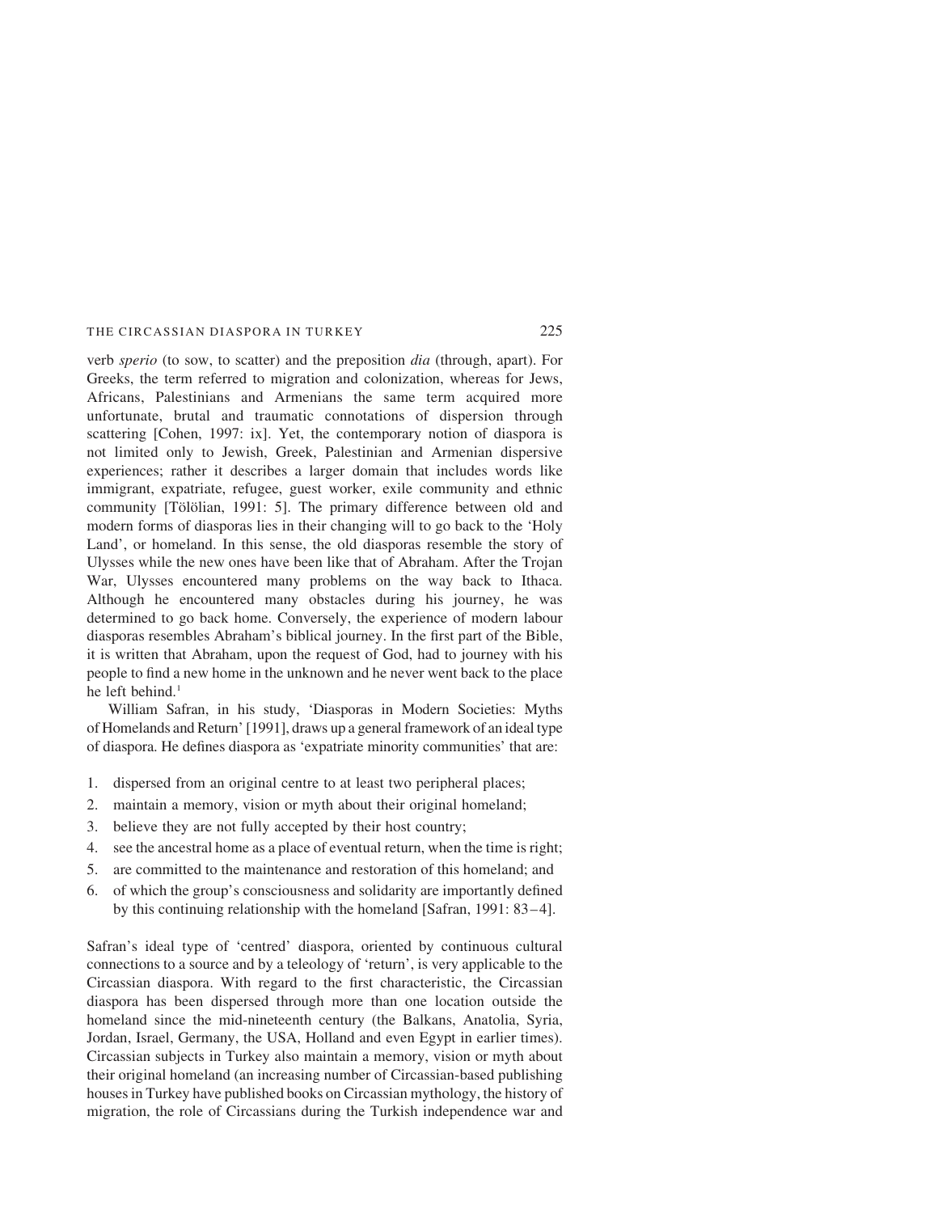verb *sperio* (to sow, to scatter) and the preposition *dia* (through, apart). For Greeks, the term referred to migration and colonization, whereas for Jews, Africans, Palestinians and Armenians the same term acquired more unfortunate, brutal and traumatic connotations of dispersion through scattering [Cohen, 1997: ix]. Yet, the contemporary notion of diaspora is not limited only to Jewish, Greek, Palestinian and Armenian dispersive experiences; rather it describes a larger domain that includes words like immigrant, expatriate, refugee, guest worker, exile community and ethnic community [Tölölian, 1991: 5]. The primary difference between old and modern forms of diasporas lies in their changing will to go back to the 'Holy Land', or homeland. In this sense, the old diasporas resemble the story of Ulysses while the new ones have been like that of Abraham. After the Trojan War, Ulysses encountered many problems on the way back to Ithaca. Although he encountered many obstacles during his journey, he was determined to go back home. Conversely, the experience of modern labour diasporas resembles Abraham's biblical journey. In the first part of the Bible, it is written that Abraham, upon the request of God, had to journey with his people to find a new home in the unknown and he never went back to the place he left behind.[1]

William Safran, in his study, 'Diasporas in Modern Societies: Myths of Homelands and Return' [1991], draws up a general framework of an ideal type of diaspora. He defines diaspora as 'expatriate minority communities' that are:

1. dispersed from an original centre to at least two peripheral places;
2. maintain a memory, vision or myth about their original homeland;
3. believe they are not fully accepted by their host country;
4. see the ancestral home as a place of eventual return, when the time is right;
5. are committed to the maintenance and restoration of this homeland; and
6. of which the group's consciousness and solidarity are importantly defined by this continuing relationship with the homeland [Safran, 1991: 83–4].

Safran's ideal type of 'centred' diaspora, oriented by continuous cultural connections to a source and by a teleology of 'return', is very applicable to the Circassian diaspora. With regard to the first characteristic, the Circassian diaspora has been dispersed through more than one location outside the homeland since the mid-nineteenth century (the Balkans, Anatolia, Syria, Jordan, Israel, Germany, the USA, Holland and even Egypt in earlier times). Circassian subjects in Turkey also maintain a memory, vision or myth about their original homeland (an increasing number of Circassian-based publishing houses in Turkey have published books on Circassian mythology, the history of migration, the role of Circassians during the Turkish independence war and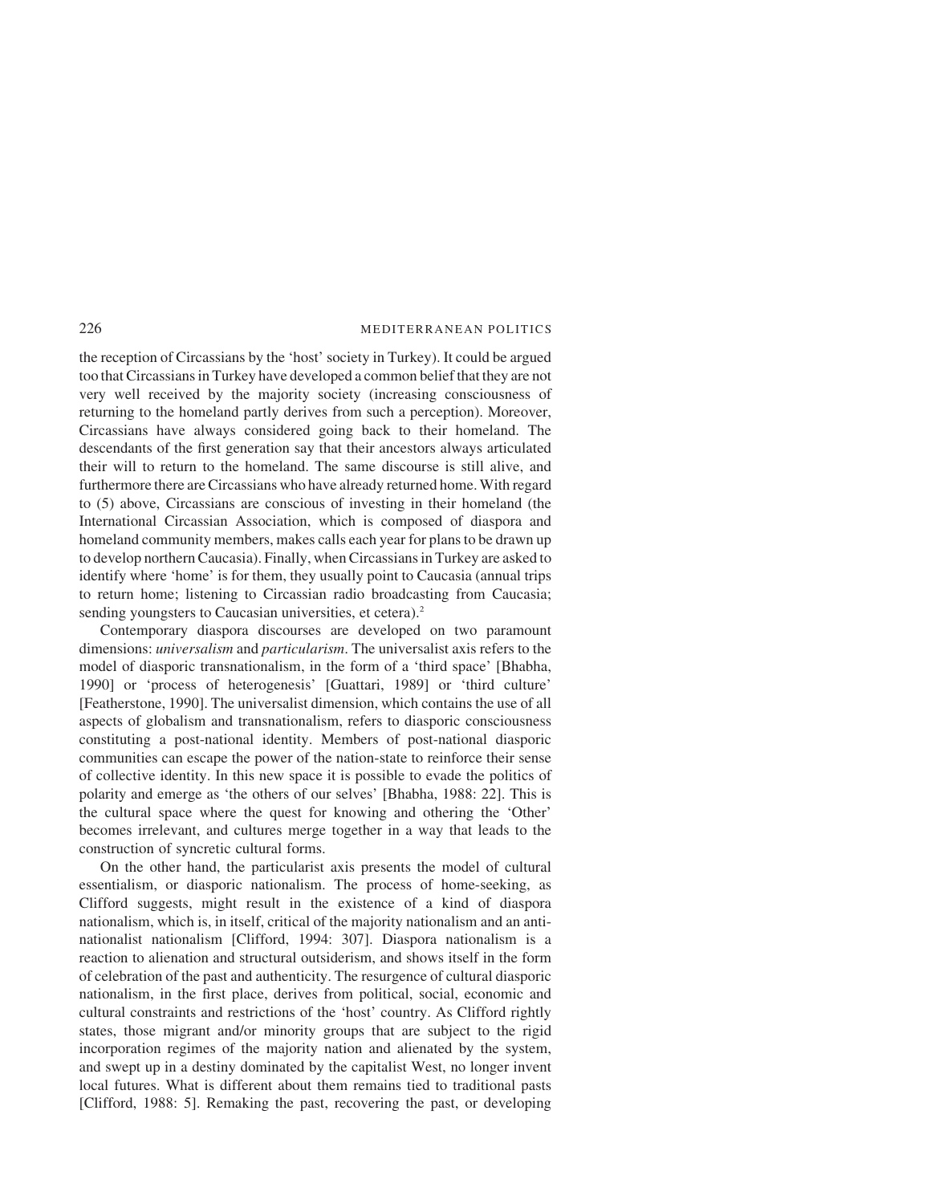the reception of Circassians by the 'host' society in Turkey). It could be argued too that Circassians in Turkey have developed a common belief that they are not very well received by the majority society (increasing consciousness of returning to the homeland partly derives from such a perception). Moreover, Circassians have always considered going back to their homeland. The descendants of the first generation say that their ancestors always articulated their will to return to the homeland. The same discourse is still alive, and furthermore there are Circassians who have already returned home. With regard to (5) above, Circassians are conscious of investing in their homeland (the International Circassian Association, which is composed of diaspora and homeland community members, makes calls each year for plans to be drawn up to develop northern Caucasia). Finally, when Circassians in Turkey are asked to identify where 'home' is for them, they usually point to Caucasia (annual trips to return home; listening to Circassian radio broadcasting from Caucasia; sending youngsters to Caucasian universities, et cetera).[2]

Contemporary diaspora discourses are developed on two paramount dimensions: *universalism* and *particularism*. The universalist axis refers to the model of diasporic transnationalism, in the form of a 'third space' [Bhabha, 1990] or 'process of heterogenesis' [Guattari, 1989] or 'third culture' [Featherstone, 1990]. The universalist dimension, which contains the use of all aspects of globalism and transnationalism, refers to diasporic consciousness constituting a post-national identity. Members of post-national diasporic communities can escape the power of the nation-state to reinforce their sense of collective identity. In this new space it is possible to evade the politics of polarity and emerge as 'the others of our selves' [Bhabha, 1988: 22]. This is the cultural space where the quest for knowing and othering the 'Other' becomes irrelevant, and cultures merge together in a way that leads to the construction of syncretic cultural forms.

On the other hand, the particularist axis presents the model of cultural essentialism, or diasporic nationalism. The process of home-seeking, as Clifford suggests, might result in the existence of a kind of diaspora nationalism, which is, in itself, critical of the majority nationalism and an anti-nationalist nationalism [Clifford, 1994: 307]. Diaspora nationalism is a reaction to alienation and structural outsiderism, and shows itself in the form of celebration of the past and authenticity. The resurgence of cultural diasporic nationalism, in the first place, derives from political, social, economic and cultural constraints and restrictions of the 'host' country. As Clifford rightly states, those migrant and/or minority groups that are subject to the rigid incorporation regimes of the majority nation and alienated by the system, and swept up in a destiny dominated by the capitalist West, no longer invent local futures. What is different about them remains tied to traditional pasts [Clifford, 1988: 5]. Remaking the past, recovering the past, or developing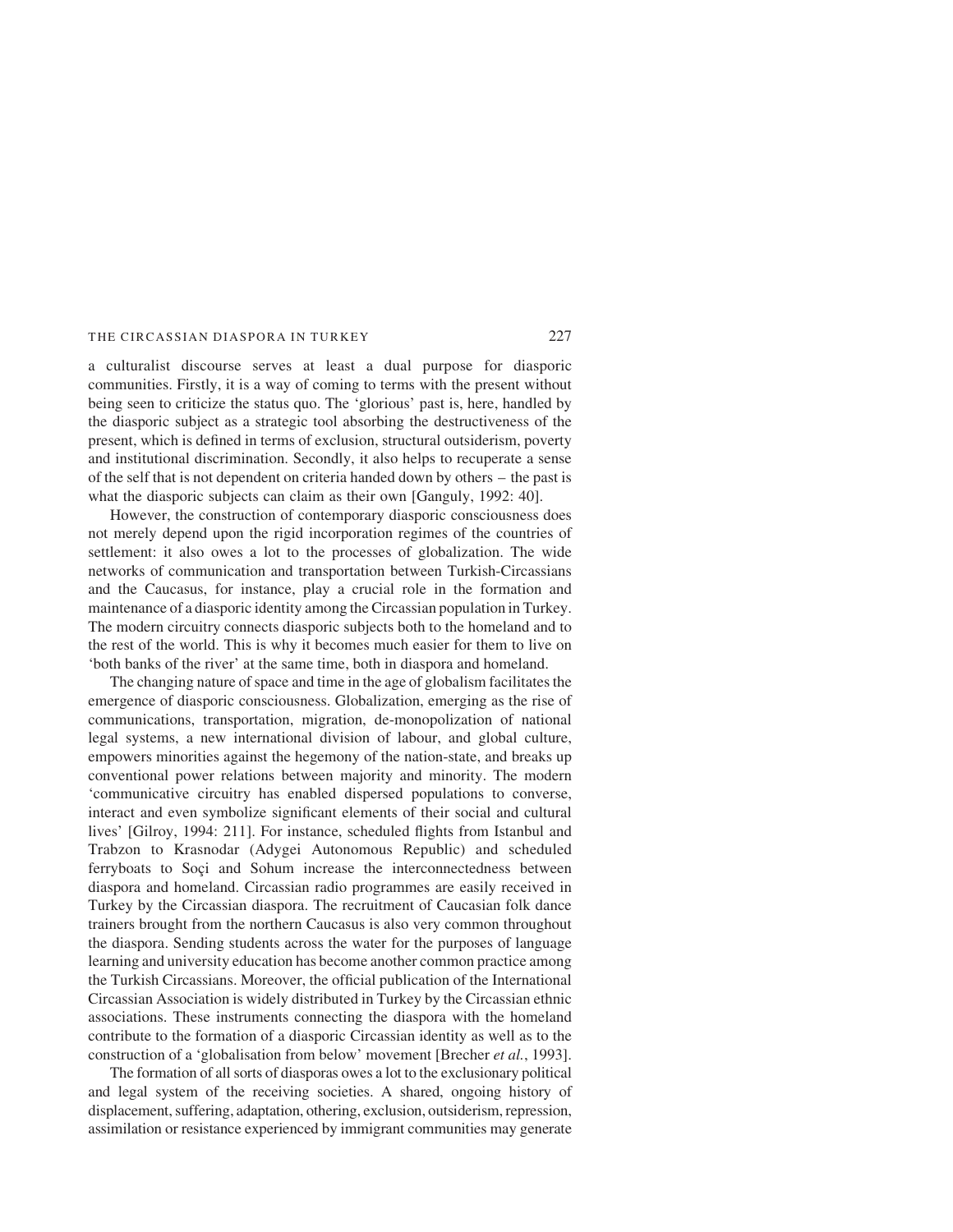a culturalist discourse serves at least a dual purpose for diasporic communities. Firstly, it is a way of coming to terms with the present without being seen to criticize the status quo. The 'glorious' past is, here, handled by the diasporic subject as a strategic tool absorbing the destructiveness of the present, which is defined in terms of exclusion, structural outsiderism, poverty and institutional discrimination. Secondly, it also helps to recuperate a sense of the self that is not dependent on criteria handed down by others – the past is what the diasporic subjects can claim as their own [Ganguly, 1992: 40].

However, the construction of contemporary diasporic consciousness does not merely depend upon the rigid incorporation regimes of the countries of settlement: it also owes a lot to the processes of globalization. The wide networks of communication and transportation between Turkish-Circassians and the Caucasus, for instance, play a crucial role in the formation and maintenance of a diasporic identity among the Circassian population in Turkey. The modern circuitry connects diasporic subjects both to the homeland and to the rest of the world. This is why it becomes much easier for them to live on 'both banks of the river' at the same time, both in diaspora and homeland.

The changing nature of space and time in the age of globalism facilitates the emergence of diasporic consciousness. Globalization, emerging as the rise of communications, transportation, migration, de-monopolization of national legal systems, a new international division of labour, and global culture, empowers minorities against the hegemony of the nation-state, and breaks up conventional power relations between majority and minority. The modern 'communicative circuitry has enabled dispersed populations to converse, interact and even symbolize significant elements of their social and cultural lives' [Gilroy, 1994: 211]. For instance, scheduled flights from Istanbul and Trabzon to Krasnodar (Adygei Autonomous Republic) and scheduled ferryboats to Soçi and Sohum increase the interconnectedness between diaspora and homeland. Circassian radio programmes are easily received in Turkey by the Circassian diaspora. The recruitment of Caucasian folk dance trainers brought from the northern Caucasus is also very common throughout the diaspora. Sending students across the water for the purposes of language learning and university education has become another common practice among the Turkish Circassians. Moreover, the official publication of the International Circassian Association is widely distributed in Turkey by the Circassian ethnic associations. These instruments connecting the diaspora with the homeland contribute to the formation of a diasporic Circassian identity as well as to the construction of a 'globalisation from below' movement [Brecher *et al.*, 1993].

The formation of all sorts of diasporas owes a lot to the exclusionary political and legal system of the receiving societies. A shared, ongoing history of displacement, suffering, adaptation, othering, exclusion, outsiderism, repression, assimilation or resistance experienced by immigrant communities may generate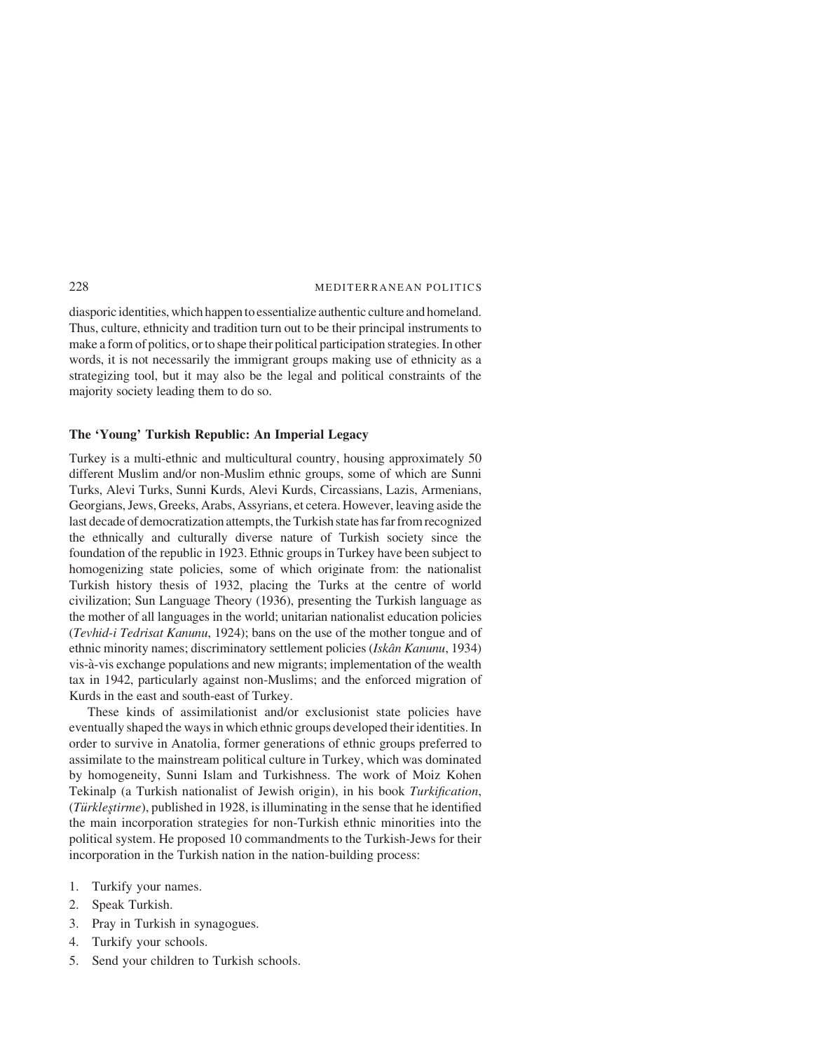diasporic identities, which happen to essentialize authentic culture and homeland. Thus, culture, ethnicity and tradition turn out to be their principal instruments to make a form of politics, or to shape their political participation strategies. In other words, it is not necessarily the immigrant groups making use of ethnicity as a strategizing tool, but it may also be the legal and political constraints of the majority society leading them to do so.

### The 'Young' Turkish Republic: An Imperial Legacy

Turkey is a multi-ethnic and multicultural country, housing approximately 50 different Muslim and/or non-Muslim ethnic groups, some of which are Sunni Turks, Alevi Turks, Sunni Kurds, Alevi Kurds, Circassians, Lazis, Armenians, Georgians, Jews, Greeks, Arabs, Assyrians, et cetera. However, leaving aside the last decade of democratization attempts, the Turkish state has far from recognized the ethnically and culturally diverse nature of Turkish society since the foundation of the republic in 1923. Ethnic groups in Turkey have been subject to homogenizing state policies, some of which originate from: the nationalist Turkish history thesis of 1932, placing the Turks at the centre of world civilization; Sun Language Theory (1936), presenting the Turkish language as the mother of all languages in the world; unitarian nationalist education policies (*Tevhid-i Tedrisat Kanunu*, 1924); bans on the use of the mother tongue and of ethnic minority names; discriminatory settlement policies (*Iskân Kanunu*, 1934) vis-à-vis exchange populations and new migrants; implementation of the wealth tax in 1942, particularly against non-Muslims; and the enforced migration of Kurds in the east and south-east of Turkey.

These kinds of assimilationist and/or exclusionist state policies have eventually shaped the ways in which ethnic groups developed their identities. In order to survive in Anatolia, former generations of ethnic groups preferred to assimilate to the mainstream political culture in Turkey, which was dominated by homogeneity, Sunni Islam and Turkishness. The work of Moiz Kohen Tekinalp (a Turkish nationalist of Jewish origin), in his book *Turkification*, (*Türkleştirme*), published in 1928, is illuminating in the sense that he identified the main incorporation strategies for non-Turkish ethnic minorities into the political system. He proposed 10 commandments to the Turkish-Jews for their incorporation in the Turkish nation in the nation-building process:

1. Turkify your names.
2. Speak Turkish.
3. Pray in Turkish in synagogues.
4. Turkify your schools.
5. Send your children to Turkish schools.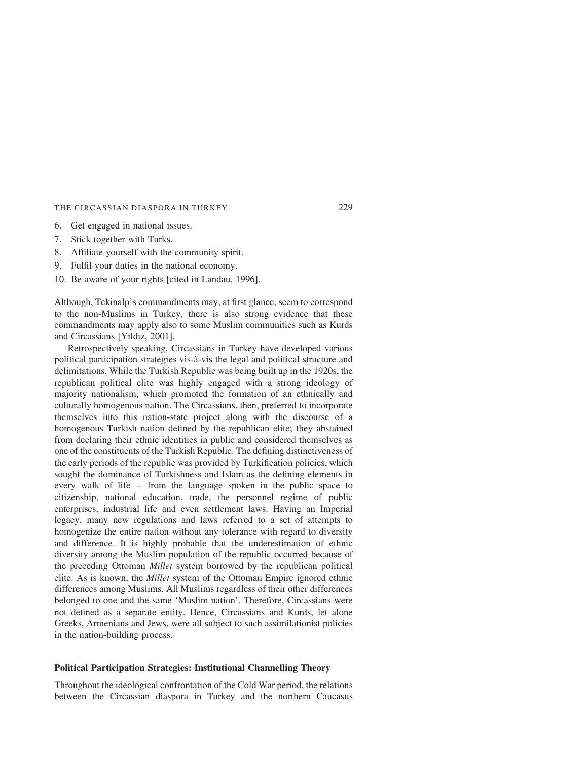6. Get engaged in national issues.
7. Stick together with Turks.
8. Affiliate yourself with the community spirit.
9. Fulfil your duties in the national economy.
10. Be aware of your rights [cited in Landau, 1996].

Although, Tekinalp's commandments may, at first glance, seem to correspond to the non-Muslims in Turkey, there is also strong evidence that these commandments may apply also to some Muslim communities such as Kurds and Circassians [Yıldız, 2001].

Retrospectively speaking, Circassians in Turkey have developed various political participation strategies vis-à-vis the legal and political structure and delimitations. While the Turkish Republic was being built up in the 1920s, the republican political elite was highly engaged with a strong ideology of majority nationalism, which promoted the formation of an ethnically and culturally homogenous nation. The Circassians, then, preferred to incorporate themselves into this nation-state project along with the discourse of a homogenous Turkish nation defined by the republican elite; they abstained from declaring their ethnic identities in public and considered themselves as one of the constituents of the Turkish Republic. The defining distinctiveness of the early periods of the republic was provided by Turkification policies, which sought the dominance of Turkishness and Islam as the defining elements in every walk of life – from the language spoken in the public space to citizenship, national education, trade, the personnel regime of public enterprises, industrial life and even settlement laws. Having an Imperial legacy, many new regulations and laws referred to a set of attempts to homogenize the entire nation without any tolerance with regard to diversity and difference. It is highly probable that the underestimation of ethnic diversity among the Muslim population of the republic occurred because of the preceding Ottoman *Millet* system borrowed by the republican political elite. As is known, the *Millet* system of the Ottoman Empire ignored ethnic differences among Muslims. All Muslims regardless of their other differences belonged to one and the same 'Muslim nation'. Therefore, Circassians were not defined as a separate entity. Hence, Circassians and Kurds, let alone Greeks, Armenians and Jews, were all subject to such assimilationist policies in the nation-building process.

## Political Participation Strategies: Institutional Channelling Theory

Throughout the ideological confrontation of the Cold War period, the relations between the Circassian diaspora in Turkey and the northern Caucasus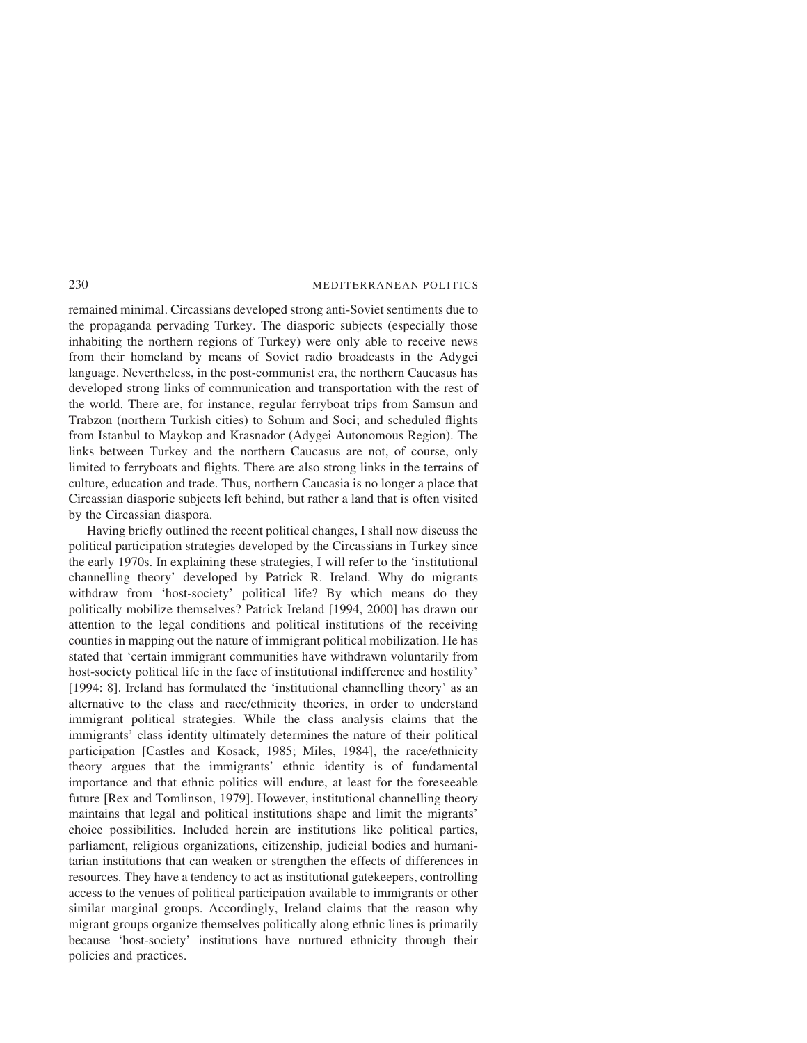remained minimal. Circassians developed strong anti-Soviet sentiments due to the propaganda pervading Turkey. The diasporic subjects (especially those inhabiting the northern regions of Turkey) were only able to receive news from their homeland by means of Soviet radio broadcasts in the Adygei language. Nevertheless, in the post-communist era, the northern Caucasus has developed strong links of communication and transportation with the rest of the world. There are, for instance, regular ferryboat trips from Samsun and Trabzon (northern Turkish cities) to Sohum and Soci; and scheduled flights from Istanbul to Maykop and Krasnador (Adygei Autonomous Region). The links between Turkey and the northern Caucasus are not, of course, only limited to ferryboats and flights. There are also strong links in the terrains of culture, education and trade. Thus, northern Caucasia is no longer a place that Circassian diasporic subjects left behind, but rather a land that is often visited by the Circassian diaspora.

Having briefly outlined the recent political changes, I shall now discuss the political participation strategies developed by the Circassians in Turkey since the early 1970s. In explaining these strategies, I will refer to the 'institutional channelling theory' developed by Patrick R. Ireland. Why do migrants withdraw from 'host-society' political life? By which means do they politically mobilize themselves? Patrick Ireland [1994, 2000] has drawn our attention to the legal conditions and political institutions of the receiving counties in mapping out the nature of immigrant political mobilization. He has stated that 'certain immigrant communities have withdrawn voluntarily from host-society political life in the face of institutional indifference and hostility' [1994: 8]. Ireland has formulated the 'institutional channelling theory' as an alternative to the class and race/ethnicity theories, in order to understand immigrant political strategies. While the class analysis claims that the immigrants' class identity ultimately determines the nature of their political participation [Castles and Kosack, 1985; Miles, 1984], the race/ethnicity theory argues that the immigrants' ethnic identity is of fundamental importance and that ethnic politics will endure, at least for the foreseeable future [Rex and Tomlinson, 1979]. However, institutional channelling theory maintains that legal and political institutions shape and limit the migrants' choice possibilities. Included herein are institutions like political parties, parliament, religious organizations, citizenship, judicial bodies and humanitarian institutions that can weaken or strengthen the effects of differences in resources. They have a tendency to act as institutional gatekeepers, controlling access to the venues of political participation available to immigrants or other similar marginal groups. Accordingly, Ireland claims that the reason why migrant groups organize themselves politically along ethnic lines is primarily because 'host-society' institutions have nurtured ethnicity through their policies and practices.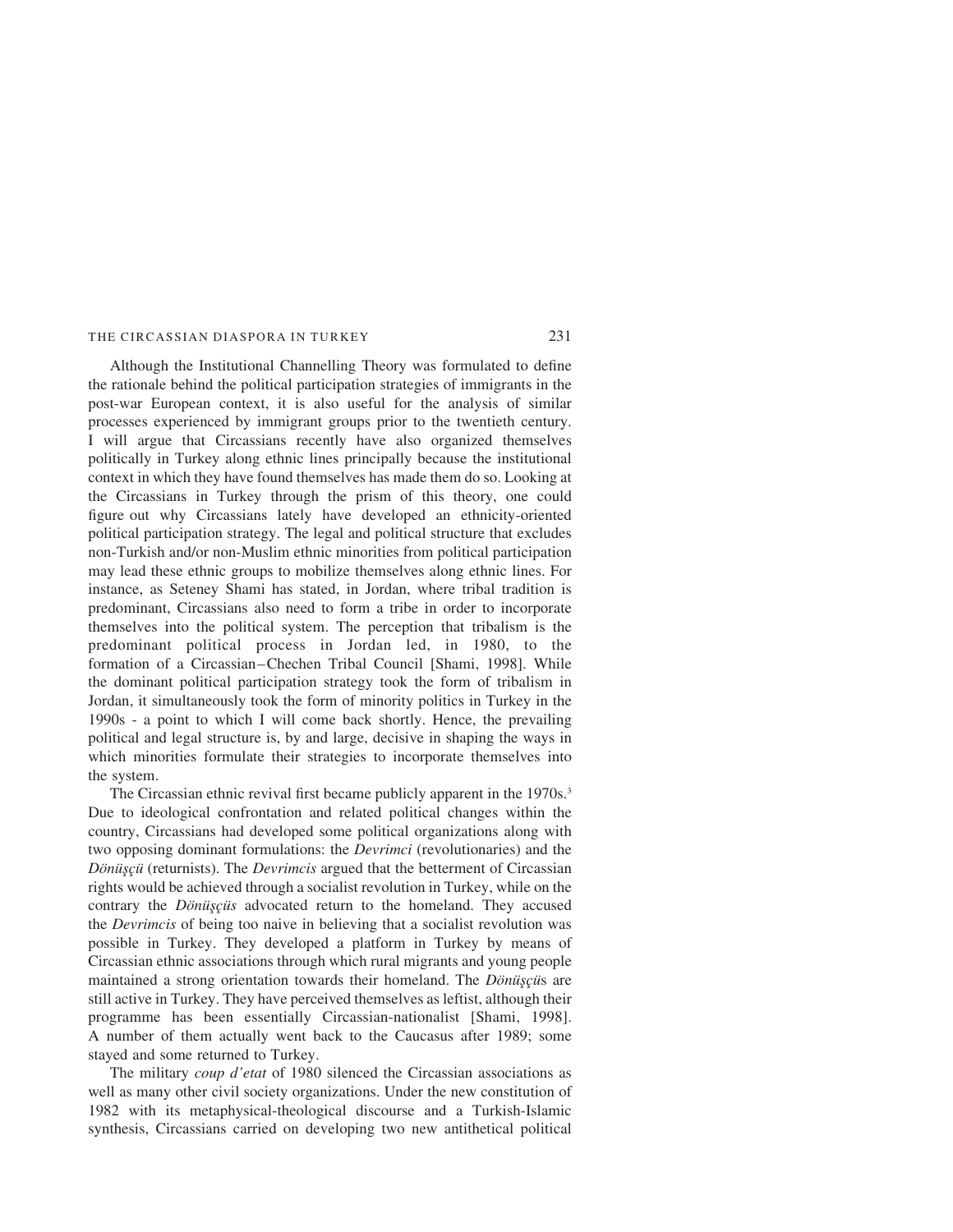Although the Institutional Channelling Theory was formulated to define the rationale behind the political participation strategies of immigrants in the post-war European context, it is also useful for the analysis of similar processes experienced by immigrant groups prior to the twentieth century. I will argue that Circassians recently have also organized themselves politically in Turkey along ethnic lines principally because the institutional context in which they have found themselves has made them do so. Looking at the Circassians in Turkey through the prism of this theory, one could figure out why Circassians lately have developed an ethnicity-oriented political participation strategy. The legal and political structure that excludes non-Turkish and/or non-Muslim ethnic minorities from political participation may lead these ethnic groups to mobilize themselves along ethnic lines. For instance, as Seteney Shami has stated, in Jordan, where tribal tradition is predominant, Circassians also need to form a tribe in order to incorporate themselves into the political system. The perception that tribalism is the predominant political process in Jordan led, in 1980, to the formation of a Circassian–Chechen Tribal Council [Shami, 1998]. While the dominant political participation strategy took the form of tribalism in Jordan, it simultaneously took the form of minority politics in Turkey in the 1990s - a point to which I will come back shortly. Hence, the prevailing political and legal structure is, by and large, decisive in shaping the ways in which minorities formulate their strategies to incorporate themselves into the system.

The Circassian ethnic revival first became publicly apparent in the 1970s.[3] Due to ideological confrontation and related political changes within the country, Circassians had developed some political organizations along with two opposing dominant formulations: the *Devrimci* (revolutionaries) and the *Dönüşçü* (returnists). The *Devrimcis* argued that the betterment of Circassian rights would be achieved through a socialist revolution in Turkey, while on the contrary the *Dönüşçüs* advocated return to the homeland. They accused the *Devrimcis* of being too naive in believing that a socialist revolution was possible in Turkey. They developed a platform in Turkey by means of Circassian ethnic associations through which rural migrants and young people maintained a strong orientation towards their homeland. The *Dönüşçü*s are still active in Turkey. They have perceived themselves as leftist, although their programme has been essentially Circassian-nationalist [Shami, 1998]. A number of them actually went back to the Caucasus after 1989; some stayed and some returned to Turkey.

The military *coup d'etat* of 1980 silenced the Circassian associations as well as many other civil society organizations. Under the new constitution of 1982 with its metaphysical-theological discourse and a Turkish-Islamic synthesis, Circassians carried on developing two new antithetical political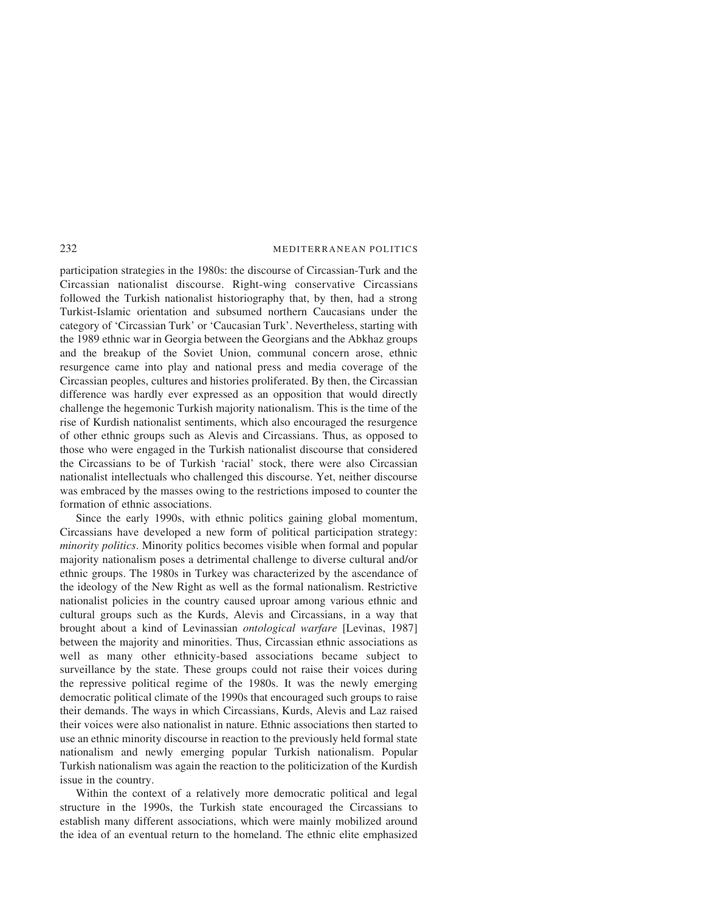participation strategies in the 1980s: the discourse of Circassian-Turk and the Circassian nationalist discourse. Right-wing conservative Circassians followed the Turkish nationalist historiography that, by then, had a strong Turkist-Islamic orientation and subsumed northern Caucasians under the category of 'Circassian Turk' or 'Caucasian Turk'. Nevertheless, starting with the 1989 ethnic war in Georgia between the Georgians and the Abkhaz groups and the breakup of the Soviet Union, communal concern arose, ethnic resurgence came into play and national press and media coverage of the Circassian peoples, cultures and histories proliferated. By then, the Circassian difference was hardly ever expressed as an opposition that would directly challenge the hegemonic Turkish majority nationalism. This is the time of the rise of Kurdish nationalist sentiments, which also encouraged the resurgence of other ethnic groups such as Alevis and Circassians. Thus, as opposed to those who were engaged in the Turkish nationalist discourse that considered the Circassians to be of Turkish 'racial' stock, there were also Circassian nationalist intellectuals who challenged this discourse. Yet, neither discourse was embraced by the masses owing to the restrictions imposed to counter the formation of ethnic associations.

Since the early 1990s, with ethnic politics gaining global momentum, Circassians have developed a new form of political participation strategy: *minority politics*. Minority politics becomes visible when formal and popular majority nationalism poses a detrimental challenge to diverse cultural and/or ethnic groups. The 1980s in Turkey was characterized by the ascendance of the ideology of the New Right as well as the formal nationalism. Restrictive nationalist policies in the country caused uproar among various ethnic and cultural groups such as the Kurds, Alevis and Circassians, in a way that brought about a kind of Levinassian *ontological warfare* [Levinas, 1987] between the majority and minorities. Thus, Circassian ethnic associations as well as many other ethnicity-based associations became subject to surveillance by the state. These groups could not raise their voices during the repressive political regime of the 1980s. It was the newly emerging democratic political climate of the 1990s that encouraged such groups to raise their demands. The ways in which Circassians, Kurds, Alevis and Laz raised their voices were also nationalist in nature. Ethnic associations then started to use an ethnic minority discourse in reaction to the previously held formal state nationalism and newly emerging popular Turkish nationalism. Popular Turkish nationalism was again the reaction to the politicization of the Kurdish issue in the country.

Within the context of a relatively more democratic political and legal structure in the 1990s, the Turkish state encouraged the Circassians to establish many different associations, which were mainly mobilized around the idea of an eventual return to the homeland. The ethnic elite emphasized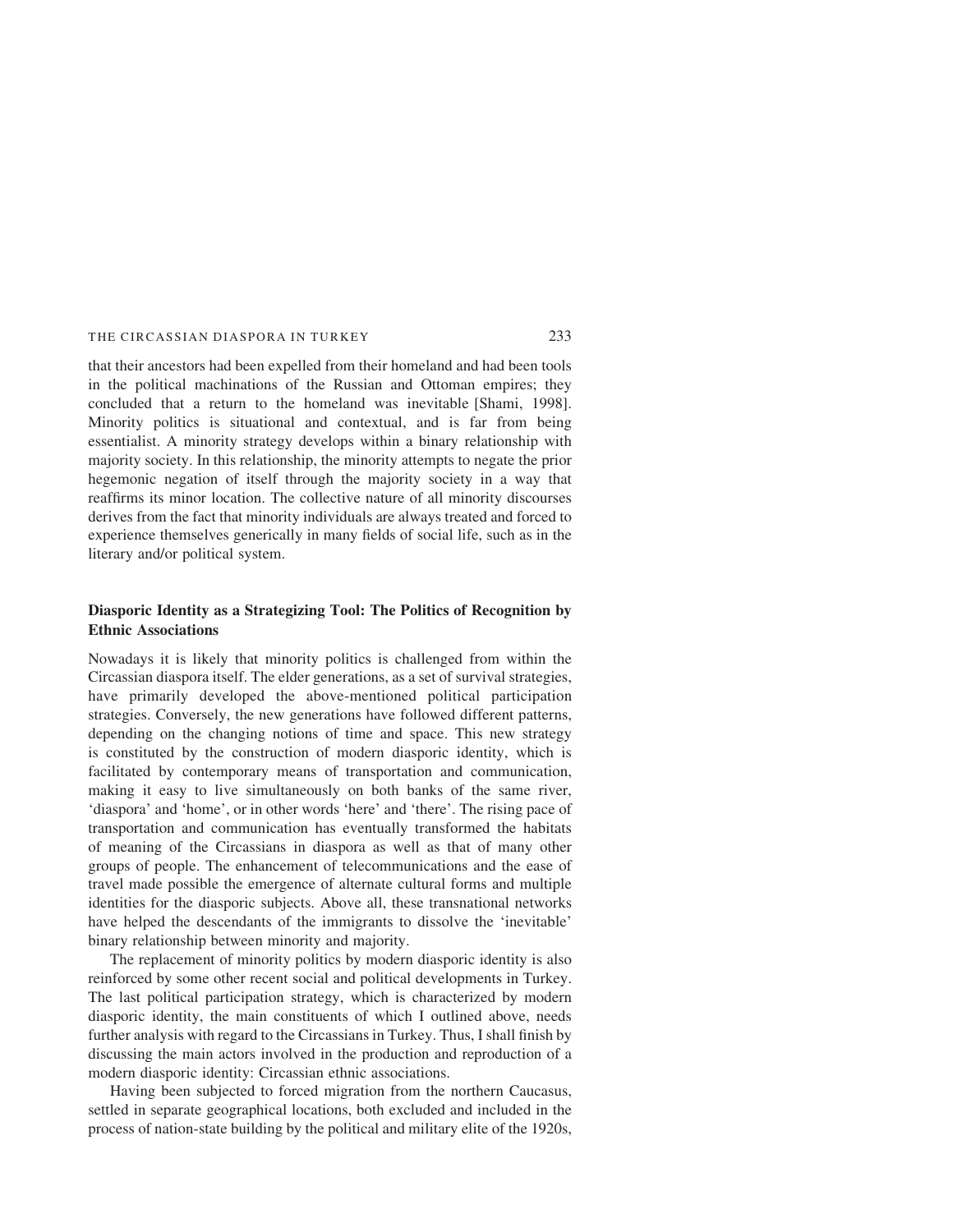that their ancestors had been expelled from their homeland and had been tools in the political machinations of the Russian and Ottoman empires; they concluded that a return to the homeland was inevitable [Shami, 1998]. Minority politics is situational and contextual, and is far from being essentialist. A minority strategy develops within a binary relationship with majority society. In this relationship, the minority attempts to negate the prior hegemonic negation of itself through the majority society in a way that reaffirms its minor location. The collective nature of all minority discourses derives from the fact that minority individuals are always treated and forced to experience themselves generically in many fields of social life, such as in the literary and/or political system.

## Diasporic Identity as a Strategizing Tool: The Politics of Recognition by Ethnic Associations

Nowadays it is likely that minority politics is challenged from within the Circassian diaspora itself. The elder generations, as a set of survival strategies, have primarily developed the above-mentioned political participation strategies. Conversely, the new generations have followed different patterns, depending on the changing notions of time and space. This new strategy is constituted by the construction of modern diasporic identity, which is facilitated by contemporary means of transportation and communication, making it easy to live simultaneously on both banks of the same river, 'diaspora' and 'home', or in other words 'here' and 'there'. The rising pace of transportation and communication has eventually transformed the habitats of meaning of the Circassians in diaspora as well as that of many other groups of people. The enhancement of telecommunications and the ease of travel made possible the emergence of alternate cultural forms and multiple identities for the diasporic subjects. Above all, these transnational networks have helped the descendants of the immigrants to dissolve the 'inevitable' binary relationship between minority and majority.

The replacement of minority politics by modern diasporic identity is also reinforced by some other recent social and political developments in Turkey. The last political participation strategy, which is characterized by modern diasporic identity, the main constituents of which I outlined above, needs further analysis with regard to the Circassians in Turkey. Thus, I shall finish by discussing the main actors involved in the production and reproduction of a modern diasporic identity: Circassian ethnic associations.

Having been subjected to forced migration from the northern Caucasus, settled in separate geographical locations, both excluded and included in the process of nation-state building by the political and military elite of the 1920s,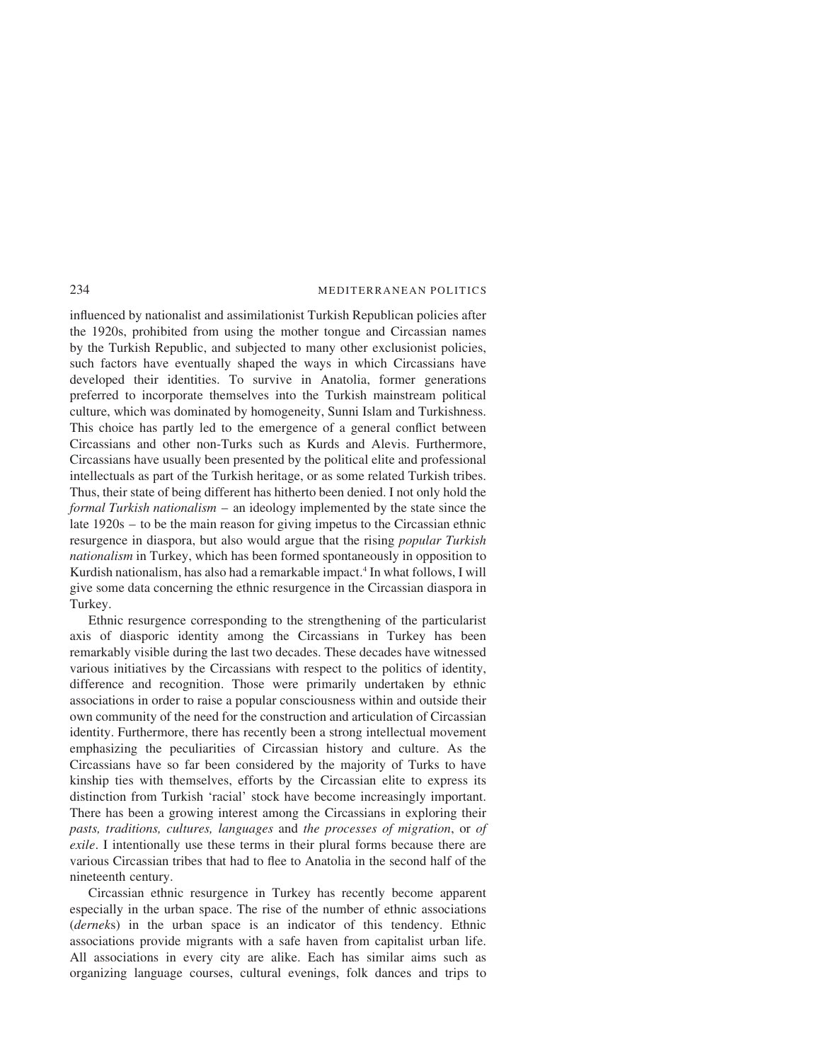influenced by nationalist and assimilationist Turkish Republican policies after the 1920s, prohibited from using the mother tongue and Circassian names by the Turkish Republic, and subjected to many other exclusionist policies, such factors have eventually shaped the ways in which Circassians have developed their identities. To survive in Anatolia, former generations preferred to incorporate themselves into the Turkish mainstream political culture, which was dominated by homogeneity, Sunni Islam and Turkishness. This choice has partly led to the emergence of a general conflict between Circassians and other non-Turks such as Kurds and Alevis. Furthermore, Circassians have usually been presented by the political elite and professional intellectuals as part of the Turkish heritage, or as some related Turkish tribes. Thus, their state of being different has hitherto been denied. I not only hold the *formal Turkish nationalism* – an ideology implemented by the state since the late 1920s – to be the main reason for giving impetus to the Circassian ethnic resurgence in diaspora, but also would argue that the rising *popular Turkish nationalism* in Turkey, which has been formed spontaneously in opposition to Kurdish nationalism, has also had a remarkable impact.[4] In what follows, I will give some data concerning the ethnic resurgence in the Circassian diaspora in Turkey.

Ethnic resurgence corresponding to the strengthening of the particularist axis of diasporic identity among the Circassians in Turkey has been remarkably visible during the last two decades. These decades have witnessed various initiatives by the Circassians with respect to the politics of identity, difference and recognition. Those were primarily undertaken by ethnic associations in order to raise a popular consciousness within and outside their own community of the need for the construction and articulation of Circassian identity. Furthermore, there has recently been a strong intellectual movement emphasizing the peculiarities of Circassian history and culture. As the Circassians have so far been considered by the majority of Turks to have kinship ties with themselves, efforts by the Circassian elite to express its distinction from Turkish 'racial' stock have become increasingly important. There has been a growing interest among the Circassians in exploring their *pasts, traditions, cultures, languages* and *the processes of migration*, or *of exile*. I intentionally use these terms in their plural forms because there are various Circassian tribes that had to flee to Anatolia in the second half of the nineteenth century.

Circassian ethnic resurgence in Turkey has recently become apparent especially in the urban space. The rise of the number of ethnic associations (*dernek*s) in the urban space is an indicator of this tendency. Ethnic associations provide migrants with a safe haven from capitalist urban life. All associations in every city are alike. Each has similar aims such as organizing language courses, cultural evenings, folk dances and trips to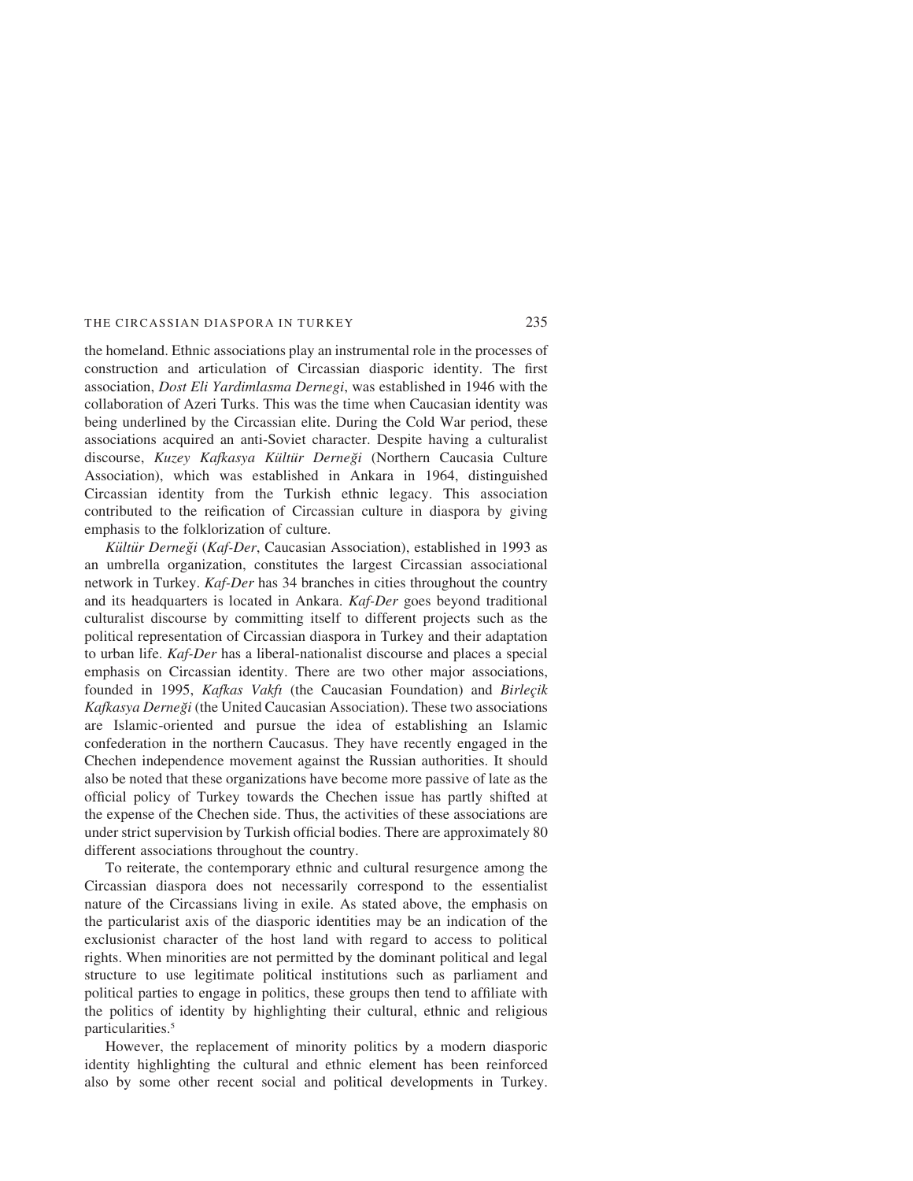the homeland. Ethnic associations play an instrumental role in the processes of construction and articulation of Circassian diasporic identity. The first association, *Dost Eli Yardimlasma Dernegi*, was established in 1946 with the collaboration of Azeri Turks. This was the time when Caucasian identity was being underlined by the Circassian elite. During the Cold War period, these associations acquired an anti-Soviet character. Despite having a culturalist discourse, *Kuzey Kafkasya Kültür Derneği* (Northern Caucasia Culture Association), which was established in Ankara in 1964, distinguished Circassian identity from the Turkish ethnic legacy. This association contributed to the reification of Circassian culture in diaspora by giving emphasis to the folklorization of culture.

*Kültür Derneği* (*Kaf-Der*, Caucasian Association), established in 1993 as an umbrella organization, constitutes the largest Circassian associational network in Turkey. *Kaf-Der* has 34 branches in cities throughout the country and its headquarters is located in Ankara. *Kaf-Der* goes beyond traditional culturalist discourse by committing itself to different projects such as the political representation of Circassian diaspora in Turkey and their adaptation to urban life. *Kaf-Der* has a liberal-nationalist discourse and places a special emphasis on Circassian identity. There are two other major associations, founded in 1995, *Kafkas Vakfı* (the Caucasian Foundation) and *Birleçik Kafkasya Derneği* (the United Caucasian Association). These two associations are Islamic-oriented and pursue the idea of establishing an Islamic confederation in the northern Caucasus. They have recently engaged in the Chechen independence movement against the Russian authorities. It should also be noted that these organizations have become more passive of late as the official policy of Turkey towards the Chechen issue has partly shifted at the expense of the Chechen side. Thus, the activities of these associations are under strict supervision by Turkish official bodies. There are approximately 80 different associations throughout the country.

To reiterate, the contemporary ethnic and cultural resurgence among the Circassian diaspora does not necessarily correspond to the essentialist nature of the Circassians living in exile. As stated above, the emphasis on the particularist axis of the diasporic identities may be an indication of the exclusionist character of the host land with regard to access to political rights. When minorities are not permitted by the dominant political and legal structure to use legitimate political institutions such as parliament and political parties to engage in politics, these groups then tend to affiliate with the politics of identity by highlighting their cultural, ethnic and religious particularities.[5]

However, the replacement of minority politics by a modern diasporic identity highlighting the cultural and ethnic element has been reinforced also by some other recent social and political developments in Turkey.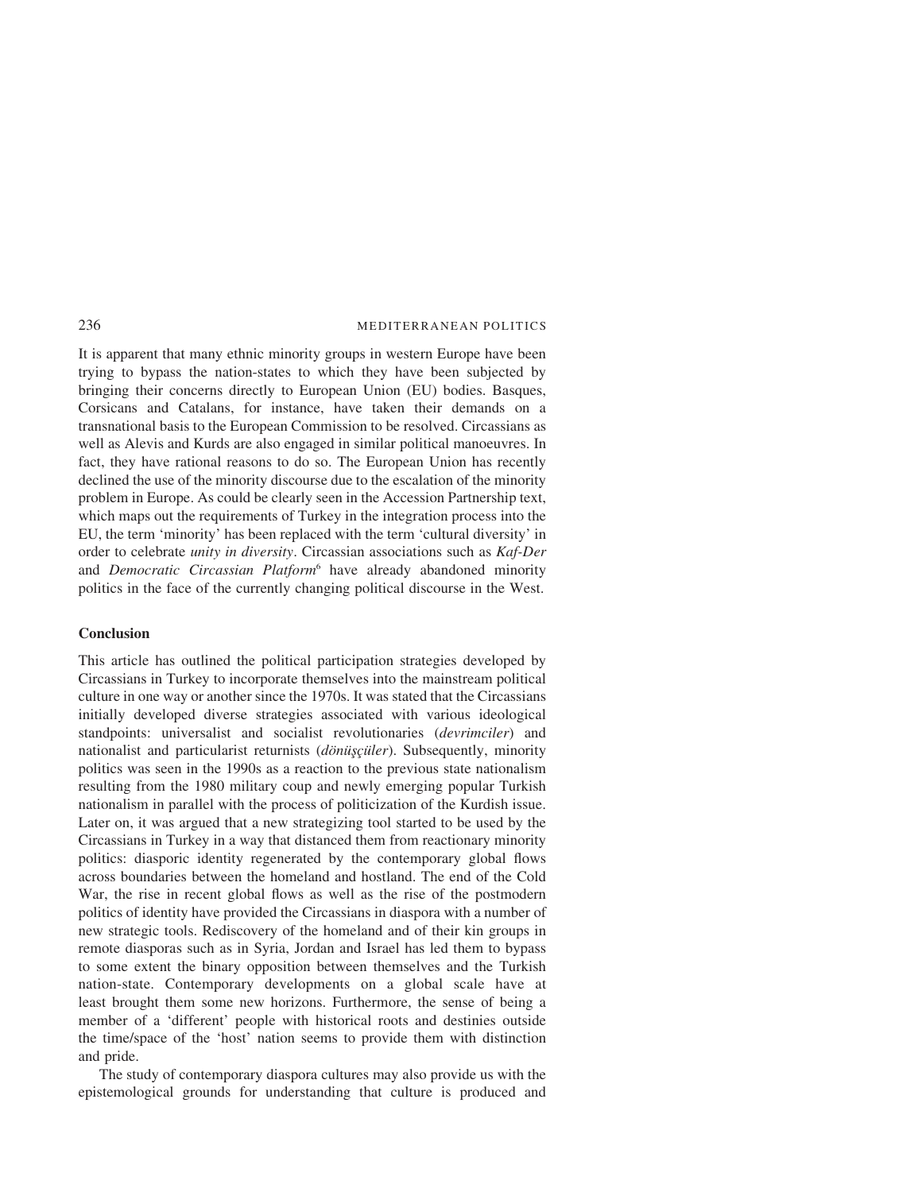It is apparent that many ethnic minority groups in western Europe have been trying to bypass the nation-states to which they have been subjected by bringing their concerns directly to European Union (EU) bodies. Basques, Corsicans and Catalans, for instance, have taken their demands on a transnational basis to the European Commission to be resolved. Circassians as well as Alevis and Kurds are also engaged in similar political manoeuvres. In fact, they have rational reasons to do so. The European Union has recently declined the use of the minority discourse due to the escalation of the minority problem in Europe. As could be clearly seen in the Accession Partnership text, which maps out the requirements of Turkey in the integration process into the EU, the term 'minority' has been replaced with the term 'cultural diversity' in order to celebrate *unity in diversity*. Circassian associations such as *Kaf-Der* and *Democratic Circassian Platform*[6] have already abandoned minority politics in the face of the currently changing political discourse in the West.

## Conclusion

This article has outlined the political participation strategies developed by Circassians in Turkey to incorporate themselves into the mainstream political culture in one way or another since the 1970s. It was stated that the Circassians initially developed diverse strategies associated with various ideological standpoints: universalist and socialist revolutionaries (*devrimciler*) and nationalist and particularist returnists (*dönüşçüler*). Subsequently, minority politics was seen in the 1990s as a reaction to the previous state nationalism resulting from the 1980 military coup and newly emerging popular Turkish nationalism in parallel with the process of politicization of the Kurdish issue. Later on, it was argued that a new strategizing tool started to be used by the Circassians in Turkey in a way that distanced them from reactionary minority politics: diasporic identity regenerated by the contemporary global flows across boundaries between the homeland and hostland. The end of the Cold War, the rise in recent global flows as well as the rise of the postmodern politics of identity have provided the Circassians in diaspora with a number of new strategic tools. Rediscovery of the homeland and of their kin groups in remote diasporas such as in Syria, Jordan and Israel has led them to bypass to some extent the binary opposition between themselves and the Turkish nation-state. Contemporary developments on a global scale have at least brought them some new horizons. Furthermore, the sense of being a member of a 'different' people with historical roots and destinies outside the time/space of the 'host' nation seems to provide them with distinction and pride.

The study of contemporary diaspora cultures may also provide us with the epistemological grounds for understanding that culture is produced and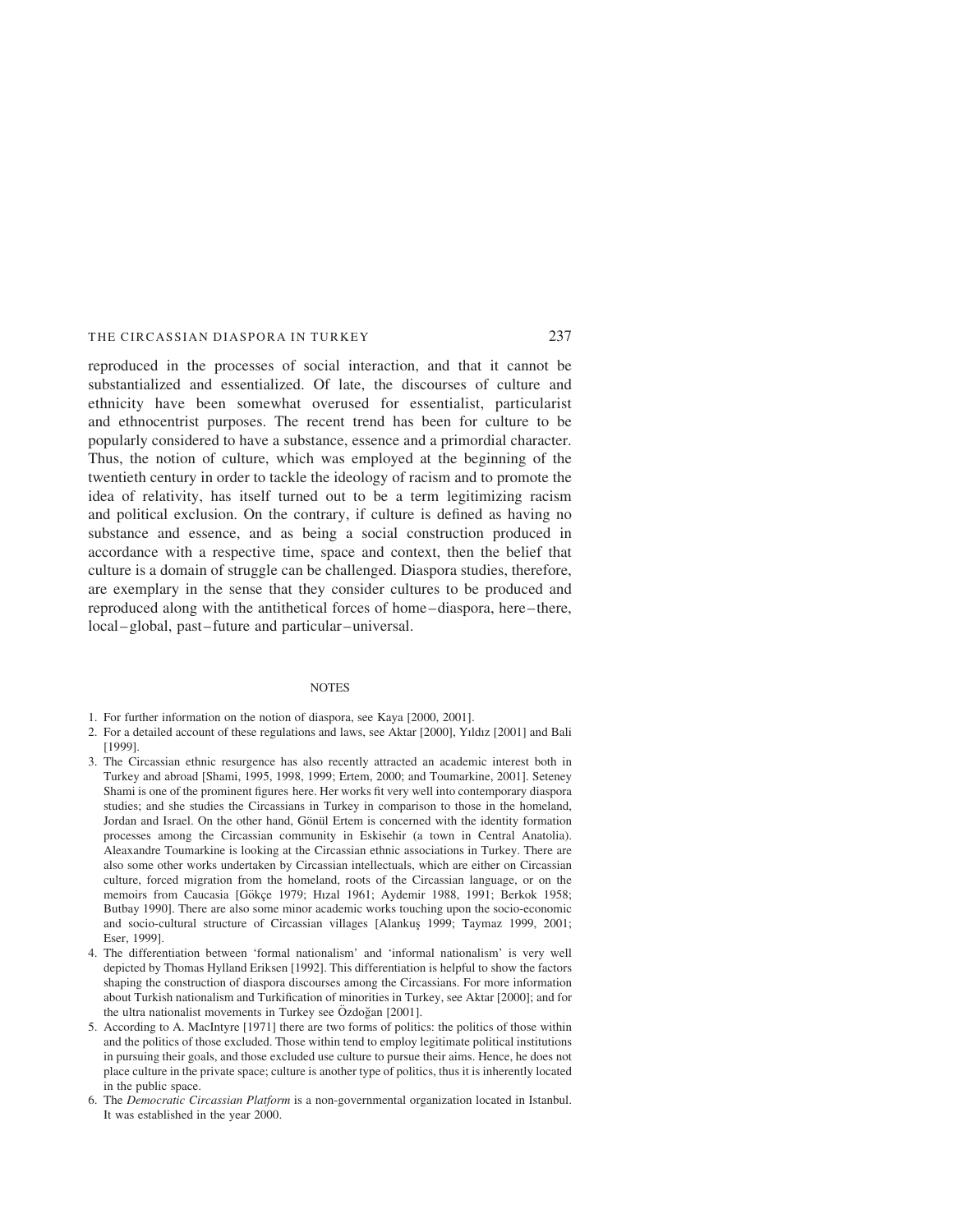reproduced in the processes of social interaction, and that it cannot be substantialized and essentialized. Of late, the discourses of culture and ethnicity have been somewhat overused for essentialist, particularist and ethnocentrist purposes. The recent trend has been for culture to be popularly considered to have a substance, essence and a primordial character. Thus, the notion of culture, which was employed at the beginning of the twentieth century in order to tackle the ideology of racism and to promote the idea of relativity, has itself turned out to be a term legitimizing racism and political exclusion. On the contrary, if culture is defined as having no substance and essence, and as being a social construction produced in accordance with a respective time, space and context, then the belief that culture is a domain of struggle can be challenged. Diaspora studies, therefore, are exemplary in the sense that they consider cultures to be produced and reproduced along with the antithetical forces of home–diaspora, here–there, local–global, past–future and particular–universal.

## NOTES

1. For further information on the notion of diaspora, see Kaya [2000, 2001].
2. For a detailed account of these regulations and laws, see Aktar [2000], Yıldız [2001] and Bali [1999].
3. The Circassian ethnic resurgence has also recently attracted an academic interest both in Turkey and abroad [Shami, 1995, 1998, 1999; Ertem, 2000; and Toumarkine, 2001]. Seteney Shami is one of the prominent figures here. Her works fit very well into contemporary diaspora studies; and she studies the Circassians in Turkey in comparison to those in the homeland, Jordan and Israel. On the other hand, Gönül Ertem is concerned with the identity formation processes among the Circassian community in Eskisehir (a town in Central Anatolia). Aleaxandre Toumarkine is looking at the Circassian ethnic associations in Turkey. There are also some other works undertaken by Circassian intellectuals, which are either on Circassian culture, forced migration from the homeland, roots of the Circassian language, or on the memoirs from Caucasia [Gökçe 1979; Hızal 1961; Aydemir 1988, 1991; Berkok 1958; Butbay 1990]. There are also some minor academic works touching upon the socio-economic and socio-cultural structure of Circassian villages [Alankuş 1999; Taymaz 1999, 2001; Eser, 1999].
4. The differentiation between 'formal nationalism' and 'informal nationalism' is very well depicted by Thomas Hylland Eriksen [1992]. This differentiation is helpful to show the factors shaping the construction of diaspora discourses among the Circassians. For more information about Turkish nationalism and Turkification of minorities in Turkey, see Aktar [2000]; and for the ultra nationalist movements in Turkey see Özdoğan [2001].
5. According to A. MacIntyre [1971] there are two forms of politics: the politics of those within and the politics of those excluded. Those within tend to employ legitimate political institutions in pursuing their goals, and those excluded use culture to pursue their aims. Hence, he does not place culture in the private space; culture is another type of politics, thus it is inherently located in the public space.
6. The *Democratic Circassian Platform* is a non-governmental organization located in Istanbul. It was established in the year 2000.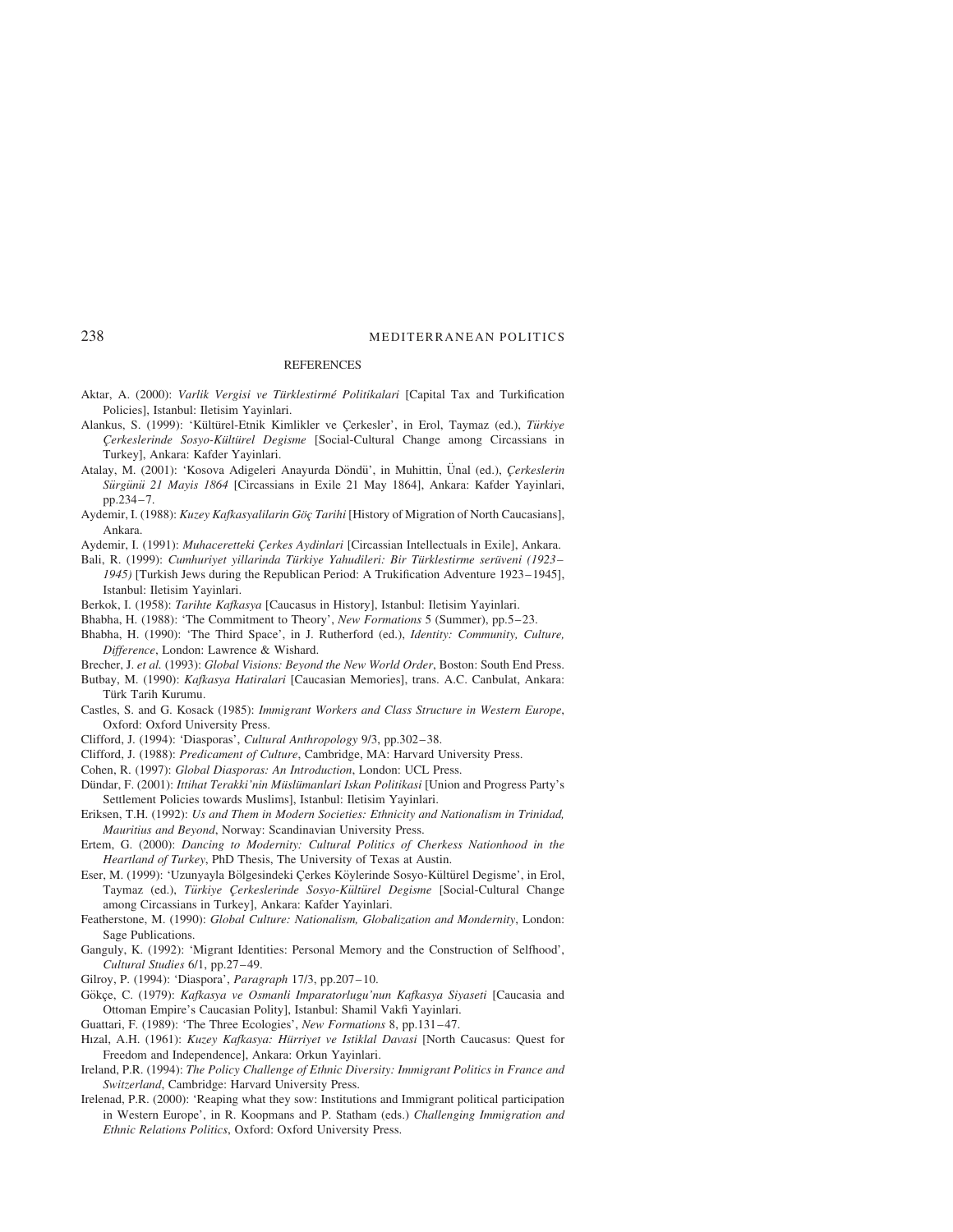## REFERENCES

Aktar, A. (2000): *Varlik Vergisi ve Türklestirmé Politikalari* [Capital Tax and Turkification Policies], Istanbul: Iletisim Yayinlari.

Alankus, S. (1999): 'Kültürel-Etnik Kimlikler ve Çerkesler', in Erol, Taymaz (ed.), *Türkiye Çerkeslerinde Sosyo-Kültürel Degisme* [Social-Cultural Change among Circassians in Turkey], Ankara: Kafder Yayinlari.

Atalay, M. (2001): 'Kosova Adigeleri Anayurda Döndü', in Muhittin, Ünal (ed.), *Çerkeslerin Sürgünü 21 Mayis 1864* [Circassians in Exile 21 May 1864], Ankara: Kafder Yayinlari, pp.234–7.

Aydemir, I. (1988): *Kuzey Kafkasyalilarin Göç Tarihi* [History of Migration of North Caucasians], Ankara.

Aydemir, I. (1991): *Muhaceretteki Çerkes Aydinlari* [Circassian Intellectuals in Exile], Ankara.

Bali, R. (1999): *Cumhuriyet yillarinda Türkiye Yahudileri: Bir Türklestirme serüveni (1923–1945)* [Turkish Jews during the Republican Period: A Trukification Adventure 1923–1945], Istanbul: Iletisim Yayinlari.

Berkok, I. (1958): *Tarihte Kafkasya* [Caucasus in History], Istanbul: Iletisim Yayinlari.

Bhabha, H. (1988): 'The Commitment to Theory', *New Formations* 5 (Summer), pp.5–23.

Bhabha, H. (1990): 'The Third Space', in J. Rutherford (ed.), *Identity: Community, Culture, Difference*, London: Lawrence & Wishard.

Brecher, J. *et al.* (1993): *Global Visions: Beyond the New World Order*, Boston: South End Press.

Butbay, M. (1990): *Kafkasya Hatiralari* [Caucasian Memories], trans. A.C. Canbulat, Ankara: Türk Tarih Kurumu.

Castles, S. and G. Kosack (1985): *Immigrant Workers and Class Structure in Western Europe*, Oxford: Oxford University Press.

Clifford, J. (1994): 'Diasporas', *Cultural Anthropology* 9/3, pp.302–38.

Clifford, J. (1988): *Predicament of Culture*, Cambridge, MA: Harvard University Press.

Cohen, R. (1997): *Global Diasporas: An Introduction*, London: UCL Press.

Dündar, F. (2001): *Ittihat Terakki'nin Müslümanlari Iskan Politikasi* [Union and Progress Party's Settlement Policies towards Muslims], Istanbul: Iletisim Yayinlari.

Eriksen, T.H. (1992): *Us and Them in Modern Societies: Ethnicity and Nationalism in Trinidad, Mauritius and Beyond*, Norway: Scandinavian University Press.

Ertem, G. (2000): *Dancing to Modernity: Cultural Politics of Cherkess Nationhood in the Heartland of Turkey*, PhD Thesis, The University of Texas at Austin.

Eser, M. (1999): 'Uzunyayla Bölgesindeki Çerkes Köylerinde Sosyo-Kültürel Degisme', in Erol, Taymaz (ed.), *Türkiye Çerkeslerinde Sosyo-Kültürel Degisme* [Social-Cultural Change among Circassians in Turkey], Ankara: Kafder Yayinlari.

Featherstone, M. (1990): *Global Culture: Nationalism, Globalization and Mondernity*, London: Sage Publications.

Ganguly, K. (1992): 'Migrant Identities: Personal Memory and the Construction of Selfhood', *Cultural Studies* 6/1, pp.27–49.

Gilroy, P. (1994): 'Diaspora', *Paragraph* 17/3, pp.207–10.

Gökçe, C. (1979): *Kafkasya ve Osmanli Imparatorlugu'nun Kafkasya Siyaseti* [Caucasia and Ottoman Empire's Caucasian Polity], Istanbul: Shamil Vakfi Yayinlari.

Guattari, F. (1989): 'The Three Ecologies', *New Formations* 8, pp.131–47.

Hızal, A.H. (1961): *Kuzey Kafkasya: Hürriyet ve Istiklal Davasi* [North Caucasus: Quest for Freedom and Independence], Ankara: Orkun Yayinlari.

Ireland, P.R. (1994): *The Policy Challenge of Ethnic Diversity: Immigrant Politics in France and Switzerland*, Cambridge: Harvard University Press.

Irelenad, P.R. (2000): 'Reaping what they sow: Institutions and Immigrant political participation in Western Europe', in R. Koopmans and P. Statham (eds.) *Challenging Immigration and Ethnic Relations Politics*, Oxford: Oxford University Press.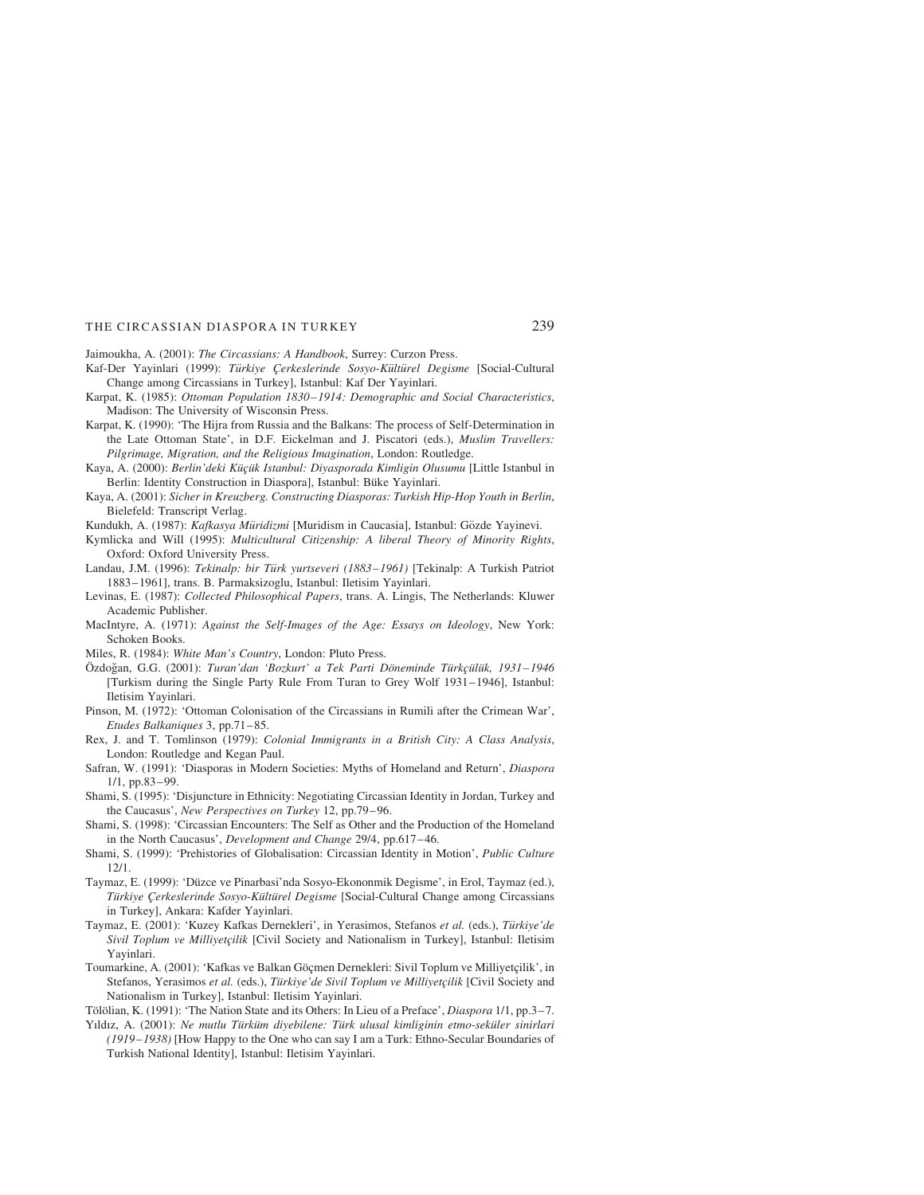Jaimoukha, A. (2001): *The Circassians: A Handbook*, Surrey: Curzon Press.

Kaf-Der Yayinlari (1999): *Türkiye Çerkeslerinde Sosyo-Kültürel Degisme* [Social-Cultural Change among Circassians in Turkey], Istanbul: Kaf Der Yayinlari.

Karpat, K. (1985): *Ottoman Population 1830–1914: Demographic and Social Characteristics*, Madison: The University of Wisconsin Press.

Karpat, K. (1990): 'The Hijra from Russia and the Balkans: The process of Self-Determination in the Late Ottoman State', in D.F. Eickelman and J. Piscatori (eds.), *Muslim Travellers: Pilgrimage, Migration, and the Religious Imagination*, London: Routledge.

Kaya, A. (2000): *Berlin'deki Küçük Istanbul: Diyasporada Kimligin Olusumu* [Little Istanbul in Berlin: Identity Construction in Diaspora], Istanbul: Büke Yayinlari.

Kaya, A. (2001): *Sicher in Kreuzberg. Constructing Diasporas: Turkish Hip-Hop Youth in Berlin*, Bielefeld: Transcript Verlag.

Kundukh, A. (1987): *Kafkasya Müridizmi* [Muridism in Caucasia], Istanbul: Gözde Yayinevi.

Kymlicka and Will (1995): *Multicultural Citizenship: A liberal Theory of Minority Rights*, Oxford: Oxford University Press.

Landau, J.M. (1996): *Tekinalp: bir Türk yurtseveri (1883–1961)* [Tekinalp: A Turkish Patriot 1883–1961], trans. B. Parmaksizoglu, Istanbul: Iletisim Yayinlari.

Levinas, E. (1987): *Collected Philosophical Papers*, trans. A. Lingis, The Netherlands: Kluwer Academic Publisher.

MacIntyre, A. (1971): *Against the Self-Images of the Age: Essays on Ideology*, New York: Schoken Books.

Miles, R. (1984): *White Man's Country*, London: Pluto Press.

Özdoğan, G.G. (2001): *Turan'dan 'Bozkurt' a Tek Parti Döneminde Türkçülük, 1931–1946* [Turkism during the Single Party Rule From Turan to Grey Wolf 1931–1946], Istanbul: Iletisim Yayinlari.

Pinson, M. (1972): 'Ottoman Colonisation of the Circassians in Rumili after the Crimean War', *Etudes Balkaniques* 3, pp.71–85.

Rex, J. and T. Tomlinson (1979): *Colonial Immigrants in a British City: A Class Analysis*, London: Routledge and Kegan Paul.

Safran, W. (1991): 'Diasporas in Modern Societies: Myths of Homeland and Return', *Diaspora* 1/1, pp.83–99.

Shami, S. (1995): 'Disjuncture in Ethnicity: Negotiating Circassian Identity in Jordan, Turkey and the Caucasus', *New Perspectives on Turkey* 12, pp.79–96.

Shami, S. (1998): 'Circassian Encounters: The Self as Other and the Production of the Homeland in the North Caucasus', *Development and Change* 29/4, pp.617–46.

Shami, S. (1999): 'Prehistories of Globalisation: Circassian Identity in Motion', *Public Culture* 12/1.

Taymaz, E. (1999): 'Düzce ve Pinarbasi'nda Sosyo-Ekononmik Degisme', in Erol, Taymaz (ed.), *Türkiye Çerkeslerinde Sosyo-Kültürel Degisme* [Social-Cultural Change among Circassians in Turkey], Ankara: Kafder Yayinlari.

Taymaz, E. (2001): 'Kuzey Kafkas Dernekleri', in Yerasimos, Stefanos *et al.* (eds.), *Türkiye'de Sivil Toplum ve Milliyetçilik* [Civil Society and Nationalism in Turkey], Istanbul: Iletisim Yayinlari.

Toumarkine, A. (2001): 'Kafkas ve Balkan Göçmen Dernekleri: Sivil Toplum ve Milliyetçilik', in Stefanos, Yerasimos *et al.* (eds.), *Türkiye'de Sivil Toplum ve Milliyetçilik* [Civil Society and Nationalism in Turkey], Istanbul: Iletisim Yayinlari.

Tölölian, K. (1991): 'The Nation State and its Others: In Lieu of a Preface', *Diaspora* 1/1, pp.3–7.

Yıldız, A. (2001): *Ne mutlu Türküm diyebilene: Türk ulusal kimliginin etmo-seküler sinirlari (1919–1938)* [How Happy to the One who can say I am a Turk: Ethno-Secular Boundaries of Turkish National Identity], Istanbul: Iletisim Yayinlari.